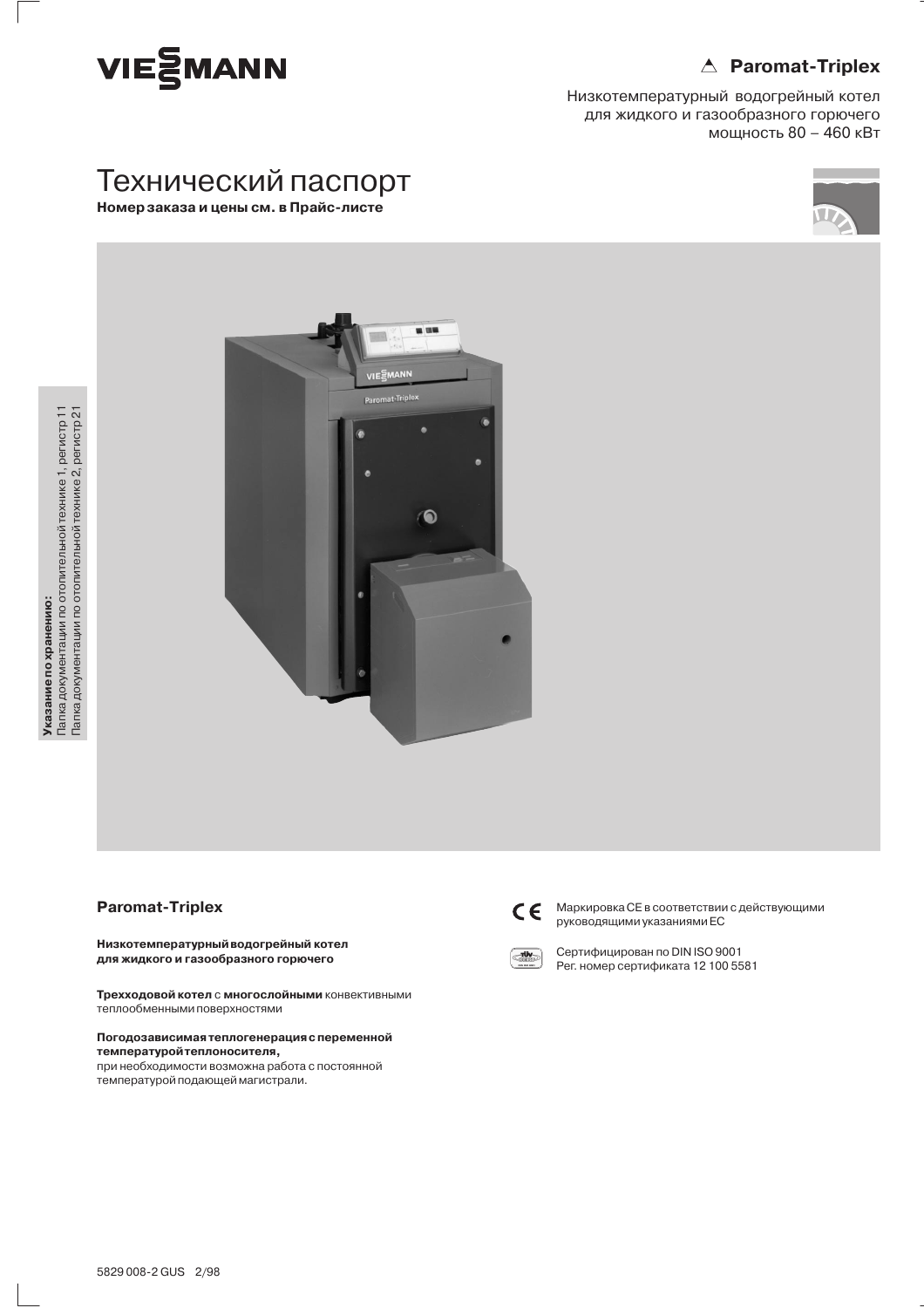VIESMANN

**Paromat-Triplex**

Низкотемпературный водогрейный котел
для жидкого и газообразного горючего
мощность 80 – 460 кВт

# Технический паспорт

**Номер заказа и цены см. в Прайс-листе**

**Указание по хранению:**
Папка документации по отопительной технике 1, регистр 11
Папка документации по отопительной технике 2, регистр 21

## Paromat-Triplex

**Низкотемпературный водогрейный котел для жидкого и газообразного горючего**

**Трехходовой котел** с **многослойными** конвективными теплообменными поверхностями

**Погодозависимая теплогенерация с переменной температурой теплоносителя,**
при необходимости возможна работа с постоянной температурой подающей магистрали.

Маркировка CE в соответствии с действующими руководящими указаниями ЕС

Сертифицирован по DIN ISO 9001
Рег. номер сертификата 12 100 5581

5829 008-2 GUS 2/98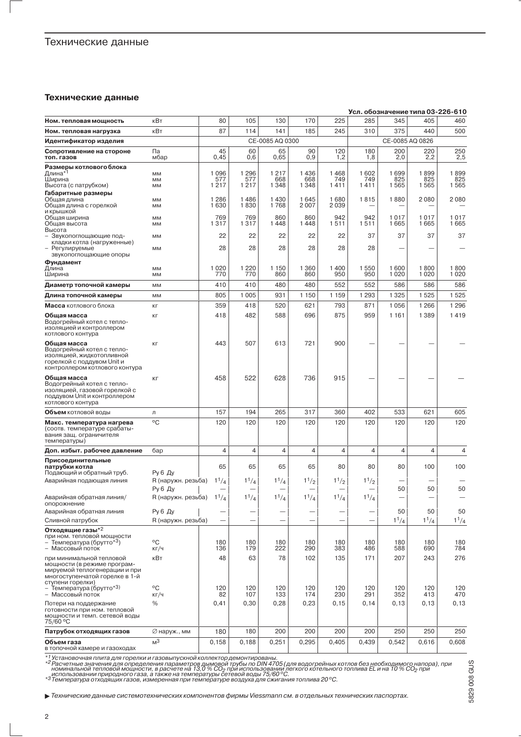# Технические данные

## Технические данные

**Усл. обозначение типа 03-226-610**

| | | | | | | | | | | |
|---|---|---|---|---|---|---|---|---|---|---|
| **Ном. тепловая мощность** | кВт | 80 | 105 | 130 | 170 | 225 | 285 | 345 | 405 | 460 |
| **Ном. тепловая нагрузка** | кВт | 87 | 114 | 141 | 185 | 245 | 310 | 375 | 440 | 500 |
| **Идентификатор изделия** | | CE-0085 AQ 0300 | | | | | CE-0085 AQ 0826 | | | |
| **Сопротивление на стороне топ. газов** | Па<br>мбар | 45<br>0,45 | 60<br>0,6 | 65<br>0,65 | 90<br>0,9 | 120<br>1,2 | 180<br>1,8 | 200<br>2,0 | 220<br>2,2 | 250<br>2,5 |
| **Размеры котлового блока** | | | | | | | | | | |
| Длина*1 | мм | 1 096 | 1 296 | 1 217 | 1 436 | 1 468 | 1 602 | 1 699 | 1 899 | 1 899 |
| Ширина | мм | 577 | 577 | 668 | 668 | 749 | 749 | 825 | 825 | 825 |
| Высота (с патрубком) | мм | 1 217 | 1 217 | 1 348 | 1 348 | 1 411 | 1 411 | 1 565 | 1 565 | 1 565 |
| **Габаритные размеры** | | | | | | | | | | |
| Общая длина | мм | 1 286 | 1 486 | 1 430 | 1 645 | 1 680 | 1 815 | 1 880 | 2 080 | 2 080 |
| Общая длина с горелкой и крышкой | мм | 1 630 | 1 830 | 1 768 | 2 007 | 2 039 | — | — | — | — |
| Общая ширина | мм | 769 | 769 | 860 | 860 | 942 | 942 | 1 017 | 1 017 | 1 017 |
| Общая высота | мм | 1 317 | 1 317 | 1 448 | 1 448 | 1 511 | 1 511 | 1 665 | 1 665 | 1 665 |
| Высота | | | | | | | | | | |
| – Звукопоглощающие подкладки котла (нагруженные) | мм | 22 | 22 | 22 | 22 | 22 | 37 | 37 | 37 | 37 |
| – Регулируемые звукопоглощающие опоры | мм | 28 | 28 | 28 | 28 | 28 | 28 | — | — | — |
| **Фундамент** | | | | | | | | | | |
| Длина | мм | 1 020 | 1 220 | 1 150 | 1 360 | 1 400 | 1 550 | 1 600 | 1 800 | 1 800 |
| Ширина | мм | 770 | 770 | 860 | 860 | 950 | 950 | 1 020 | 1 020 | 1 020 |
| **Диаметр топочной камеры** | мм | 410 | 410 | 480 | 480 | 552 | 552 | 586 | 586 | 586 |
| **Длина топочной камеры** | мм | 805 | 1 005 | 931 | 1 150 | 1 159 | 1 293 | 1 325 | 1 525 | 1 525 |
| **Масса** котлового блока | кг | 359 | 418 | 520 | 621 | 793 | 871 | 1 056 | 1 266 | 1 296 |
| **Общая масса** Водогрейный котел с теплоизоляцией и контроллером котлового контура | кг | 418 | 482 | 588 | 696 | 875 | 959 | 1 161 | 1 389 | 1 419 |
| **Общая масса** Водогрейный котел с теплоизоляцией, жидкотопливной горелкой с поддувом Unit и контроллером котлового контура | кг | 443 | 507 | 613 | 721 | 900 | — | — | — | — |
| **Общая масса** Водогрейный котел с теплоизоляцией, газовой горелкой с поддувом Unit и контроллером котлового контура | кг | 458 | 522 | 628 | 736 | 915 | — | — | — | — |
| **Объем** котловой воды | л | 157 | 194 | 265 | 317 | 360 | 402 | 533 | 621 | 605 |
| **Макс. температура нагрева** (соотв. температуре срабатывания защ. ограничителя температуры) | °C | 120 | 120 | 120 | 120 | 120 | 120 | 120 | 120 | 120 |
| **Доп. избыт. рабочее давление** | бар | 4 | 4 | 4 | 4 | 4 | 4 | 4 | 4 | 4 |
| **Присоединительные патрубки котла** | | | | | | | | | | |
| Подающий и обратный труб. | Ру 6 Ду | 65 | 65 | 65 | 65 | 80 | 80 | 80 | 100 | 100 |
| Аварийная подающая линия | R (наружн. резьба) | 1¼ | 1¼ | 1¼ | 1½ | 1½ | 1½ | — | — | — |
| | Ру 6 Ду | — | — | — | — | — | — | 50 | 50 | 50 |
| Аварийная обратная линия/опорожнение | R (наружн. резьба) | 1¼ | 1¼ | 1¼ | 1¼ | 1¼ | 1¼ | — | — | — |
| Аварийная обратная линия | Ру 6 Ду | — | — | — | — | — | — | 50 | 50 | 50 |
| Сливной патрубок | R (наружн. резьба) | — | — | — | — | — | — | 1¼ | 1¼ | 1¼ |
| **Отходящие газы***2 | | | | | | | | | | |
| при ном. тепловой мощности | | | | | | | | | | |
| – Температура (брутто*3) | °C | 180 | 180 | 180 | 180 | 180 | 180 | 180 | 180 | 180 |
| – Массовый поток | кг/ч | 136 | 179 | 222 | 290 | 383 | 486 | 588 | 690 | 784 |
| при минимальной тепловой мощности (в режиме программируемой теплогенерации и при многоступенчатой горелке в 1-й ступени горелки) | кВт | 48 | 63 | 78 | 102 | 135 | 171 | 207 | 243 | 276 |
| – Температура (брутто*3) | °C | 120 | 120 | 120 | 120 | 120 | 120 | 120 | 120 | 120 |
| – Массовый поток | кг/ч | 82 | 107 | 133 | 174 | 230 | 291 | 352 | 413 | 470 |
| Потери на поддержание готовности при ном. тепловой мощности и темп. сетевой воды 75/60 °C | % | 0,41 | 0,30 | 0,28 | 0,23 | 0,15 | 0,14 | 0,13 | 0,13 | 0,13 |
| **Патрубок отходящих газов** | ∅ наруж., мм | 180 | 180 | 200 | 200 | 200 | 200 | 250 | 250 | 250 |
| **Объем газа** в топочной камере и газоходах | м³ | 0,158 | 0,188 | 0,251 | 0,295 | 0,405 | 0,439 | 0,542 | 0,616 | 0,608 |

*1 Установочная плита для горелки и газовыпускной коллектор демонтированы.
*2 Расчетные значения для определения параметров дымовой трубы по DIN 4705 (для водогрейных котлов без необходимого напора), при номинальной тепловой мощности, в расчете на 13,0 % $CO_2$ при использовании легкого котельного топлива EL и на 10 % $CO_2$ при использовании природного газа, а также на температуры сетевой воды 75/60 °C.
*3 Температура отходящих газов, измеренная при температуре воздуха для сжигания топлива 20 °C.

▶ *Технические данные системотехнических компонентов фирмы Viessmann см. в отдельных технических паспортах.*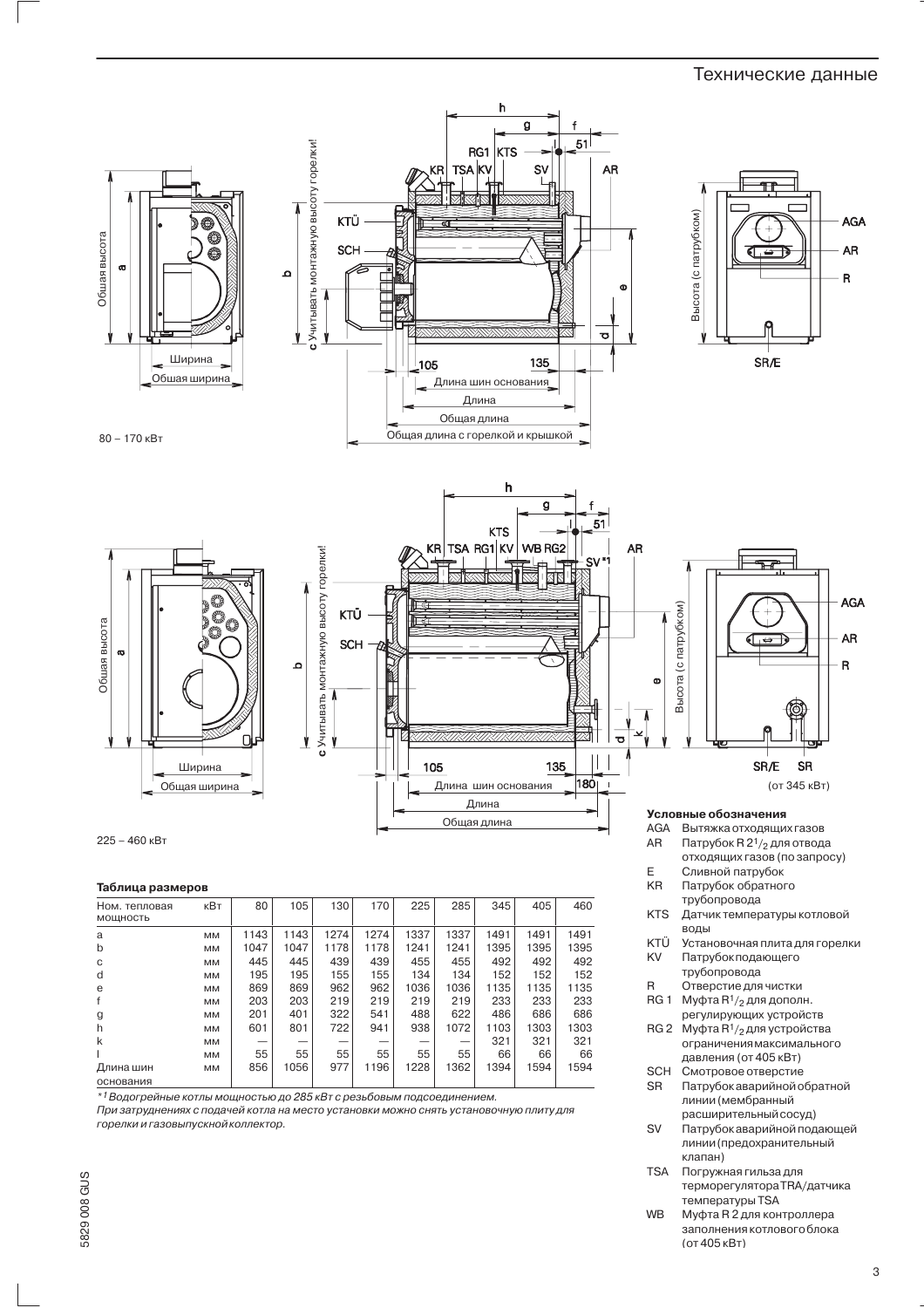## Технические данные

80 – 170 кВт

225 – 460 кВт

### Таблица размеров

| Ном. тепловая мощность | кВт | 80 | 105 | 130 | 170 | 225 | 285 | 345 | 405 | 460 |
|---|---|---|---|---|---|---|---|---|---|---|
| a | мм | 1143 | 1143 | 1274 | 1274 | 1337 | 1337 | 1491 | 1491 | 1491 |
| b | мм | 1047 | 1047 | 1178 | 1178 | 1241 | 1241 | 1395 | 1395 | 1395 |
| c | мм | 445 | 445 | 439 | 439 | 455 | 455 | 492 | 492 | 492 |
| d | мм | 195 | 195 | 155 | 155 | 134 | 134 | 152 | 152 | 152 |
| e | мм | 869 | 869 | 962 | 962 | 1036 | 1036 | 1135 | 1135 | 1135 |
| f | мм | 203 | 203 | 219 | 219 | 219 | 219 | 233 | 233 | 233 |
| g | мм | 201 | 401 | 322 | 541 | 488 | 622 | 486 | 686 | 686 |
| h | мм | 601 | 801 | 722 | 941 | 938 | 1072 | 1103 | 1303 | 1303 |
| k | мм | — | — | — | — | — | — | 321 | 321 | 321 |
| l | мм | 55 | 55 | 55 | 55 | 55 | 55 | 66 | 66 | 66 |
| Длина шин основания | мм | 856 | 1056 | 977 | 1196 | 1228 | 1362 | 1394 | 1594 | 1594 |

*[*1] Водогрейные котлы мощностью до 285 кВт с резьбовым подсоединением.*
*При затруднениях с подачей котла на место установки можно снять установочную плиту для горелки и газовыпускной коллектор.*

### Условные обозначения

- **AGA** Вытяжка отходящих газов
- **AR** Патрубок R 2½ для отвода отходящих газов (по запросу)
- **E** Сливной патрубок
- **KR** Патрубок обратного трубопровода
- **KTS** Датчик температуры котловой воды
- **KTÜ** Установочная плита для горелки
- **KV** Патрубок подающего трубопровода
- **R** Отверстие для чистки
- **RG 1** Муфта R½ для дополн. регулирующих устройств
- **RG 2** Муфта R½ для устройства ограничения максимального давления (от 405 кВт)
- **SCH** Смотровое отверстие
- **SR** Патрубок аварийной обратной линии (мембранный расширительный сосуд)
- **SV** Патрубок аварийной подающей линии (предохранительный клапан)
- **TSA** Погружная гильза для терморегулятора TRA/датчика температуры TSA
- **WB** Муфта R 2 для контроллера заполнения котлового блока (от 405 кВт)

5829 008 GUS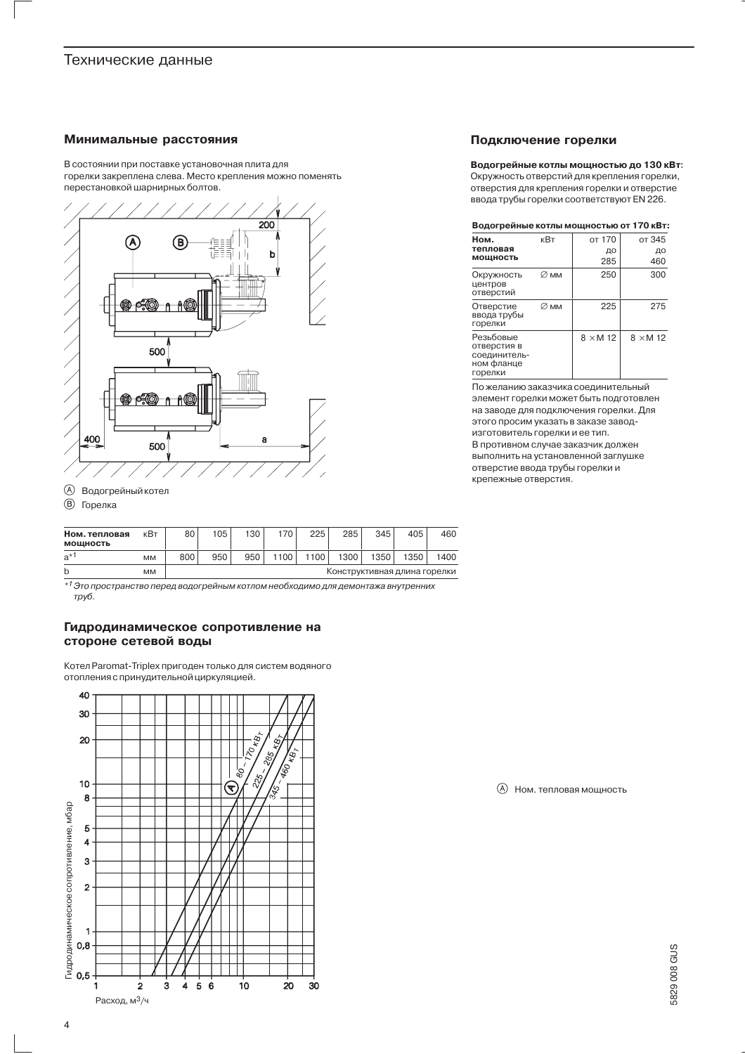## Технические данные

### Минимальные расстояния

В состоянии при поставке установочная плита для горелки закреплена слева. Место крепления можно поменять перестановкой шарнирных болтов.

Ⓐ Водогрейный котел

Ⓑ Горелка

| Ном. тепловая мощность | кВт | 80 | 105 | 130 | 170 | 225 | 285 | 345 | 405 | 460 |
|---|---|---|---|---|---|---|---|---|---|---|
| a*1 | мм | 800 | 950 | 950 | 1100 | 1100 | 1300 | 1350 | 1350 | 1400 |
| b | мм | Конструктивная длина горелки | | | | | | | | |

*[1] Это пространство перед водогрейным котлом необходимо для демонтажа внутренних труб.*

### Гидродинамическое сопротивление на стороне сетевой воды

Котел Paromat-Triplex пригоден только для систем водяного отопления с принудительной циркуляцией.

Ⓐ Ном. тепловая мощность

### Подключение горелки

**Водогрейные котлы мощностью до 130 кВт:**
Окружность отверстий для крепления горелки, отверстия для крепления горелки и отверстие ввода трубы горелки соответствуют EN 226.

**Водогрейные котлы мощностью от 170 кВт:**

| Ном. тепловая мощность | кВт | от 170 до 285 | от 345 до 460 |
|---|---|---|---|
| Окружность центров отверстий | ∅ мм | 250 | 300 |
| Отверстие ввода трубы горелки | ∅ мм | 225 | 275 |
| Резьбовые отверстия в соединительном фланце горелки | | 8 × M 12 | 8 × M 12 |

По желанию заказчика соединительный элемент горелки может быть подготовлен на заводе для подключения горелки. Для этого просим указать в заказе завод-изготовитель горелки и ее тип.
В противном случае заказчик должен выполнить на установленной заглушке отверстие ввода трубы горелки и крепежные отверстия.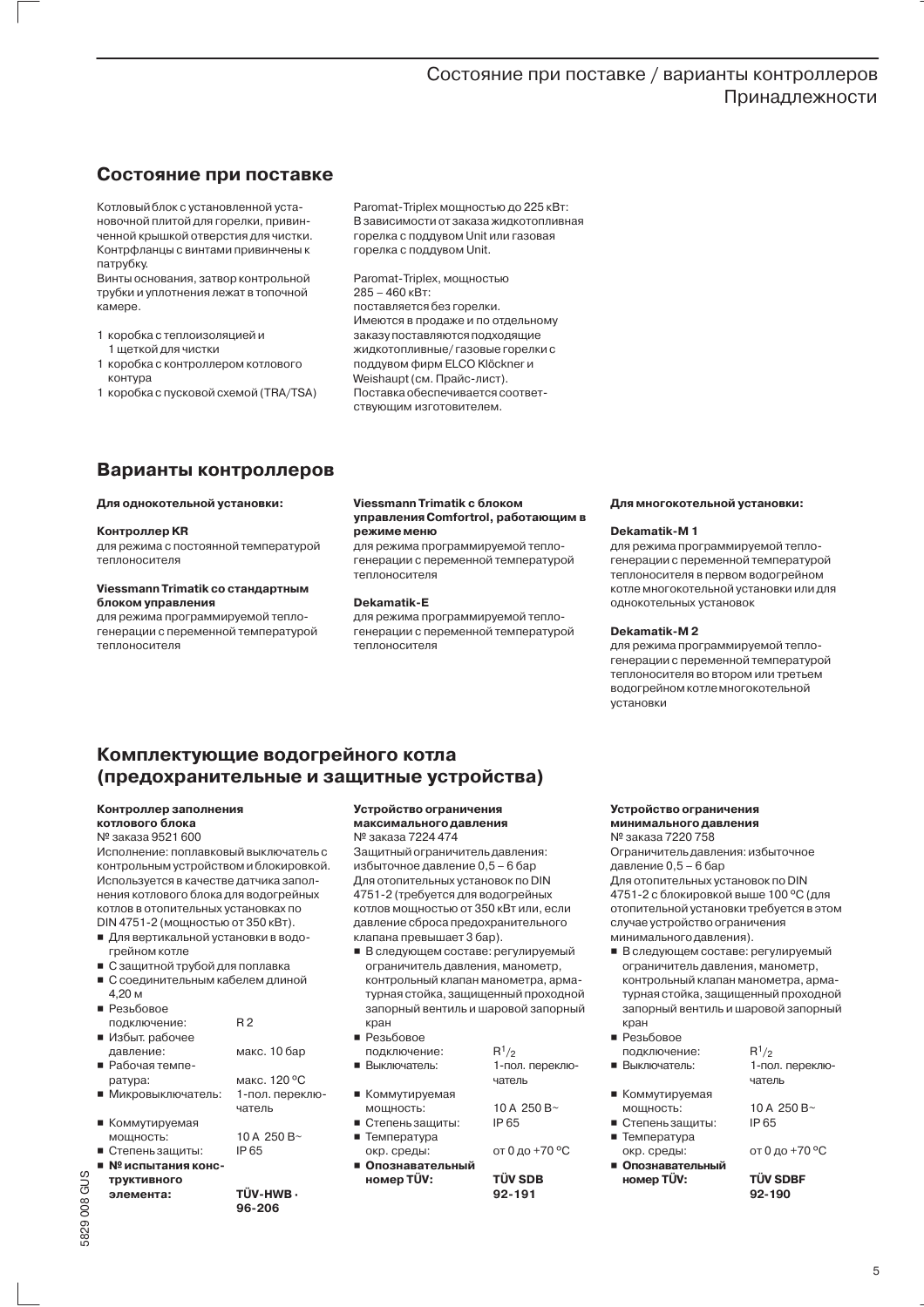## Состояние при поставке

Котловый блок с установленной установочной плитой для горелки, привинченной крышкой отверстия для чистки. Контрфланцы с винтами привинчены к патрубку.
Винты основания, затвор контрольной трубки и уплотнения лежат в топочной камере.

1 коробка с теплоизоляцией и 1 щеткой для чистки
1 коробка с контроллером котлового контура
1 коробка с пусковой схемой (TRA/TSA)

Paromat-Triplex мощностью до 225 кВт:
В зависимости от заказа жидкотопливная горелка с поддувом Unit или газовая горелка с поддувом Unit.

Paromat-Triplex, мощностью 285 – 460 кВт:
поставляется без горелки.
Имеются в продаже и по отдельному заказу поставляются подходящие жидкотопливные/ газовые горелки с поддувом фирм ELCO Klöckner и Weishaupt (см. Прайс-лист).
Поставка обеспечивается соответствующим изготовителем.

## Варианты контроллеров

**Для однокотельной установки:**

**Контроллер KR**
для режима с постоянной температурой теплоносителя

**Viessmann Trimatik со стандартным блоком управления**
для режима программируемой теплогенерации с переменной температурой теплоносителя

**Viessmann Trimatik с блоком управления Comfortrol, работающим в режиме меню**
для режима программируемой теплогенерации с переменной температурой теплоносителя

**Dekamatik-E**
для режима программируемой теплогенерации с переменной температурой теплоносителя

**Для многокотельной установки:**

**Dekamatik-M 1**
для режима программируемой теплогенерации с переменной температурой теплоносителя в первом водогрейном котле многокотельной установки или для однокотельных установок

**Dekamatik-M 2**
для режима программируемой теплогенерации с переменной температурой теплоносителя во втором или третьем водогрейном котле многокотельной установки

## Комплектующие водогрейного котла (предохранительные и защитные устройства)

**Контроллер заполнения котлового блока**
№ заказа 9521 600
Исполнение: поплавковый выключатель с контрольным устройством и блокировкой. Используется в качестве датчика заполнения котлового блока для водогрейных котлов в отопительных установках по DIN 4751-2 (мощностью от 350 кВт).

- Для вертикальной установки в водогрейном котле
- С защитной трубой для поплавка
- С соединительным кабелем длиной 4,20 м
- Резьбовое подключение: R 2
- Избыт. рабочее давление: макс. 10 бар
- Рабочая температура: макс. 120 ºC
- Микровыключатель: 1-пол. переключатель
- Коммутируемая мощность: 10 A 250 B~
- Степень защиты: IP 65
- **№ испытания конструктивного элемента: TÜV-HWB · 96-206**

**Устройство ограничения максимального давления**
№ заказа 7224 474
Защитный ограничитель давления: избыточное давление 0,5 – 6 бар
Для отопительных установок по DIN 4751-2 (требуется для водогрейных котлов мощностью от 350 кВт или, если давление сброса предохранительного клапана превышает 3 бар).

- В следующем составе: регулируемый ограничитель давления, манометр, контрольный клапан манометра, арматурная стойка, защищенный проходной запорный вентиль и шаровой запорный кран
- Резьбовое подключение: R$^1/_2$
- Выключатель: 1-пол. переключатель
- Коммутируемая мощность: 10 A 250 B~
- Степень защиты: IP 65
- Температура окр. среды: от 0 до +70 ºC
- **Опознавательный номер TÜV: TÜV SDB 92-191**

**Устройство ограничения минимального давления**
№ заказа 7220 758
Ограничитель давления: избыточное давление 0,5 – 6 бар
Для отопительных установок по DIN 4751-2 с блокировкой выше 100 ºC (для отопительной установки требуется в этом случае устройство ограничения минимального давления).

- В следующем составе: регулируемый ограничитель давления, манометр, контрольный клапан манометра, арматурная стойка, защищенный проходной запорный вентиль и шаровой запорный кран
- Резьбовое подключение: R$^1/_2$
- Выключатель: 1-пол. переключатель
- Коммутируемая мощность: 10 A 250 B~
- Степень защиты: IP 65
- Температура окр. среды: от 0 до +70 ºC
- **Опознавательный номер TÜV: TÜV SDBF 92-190**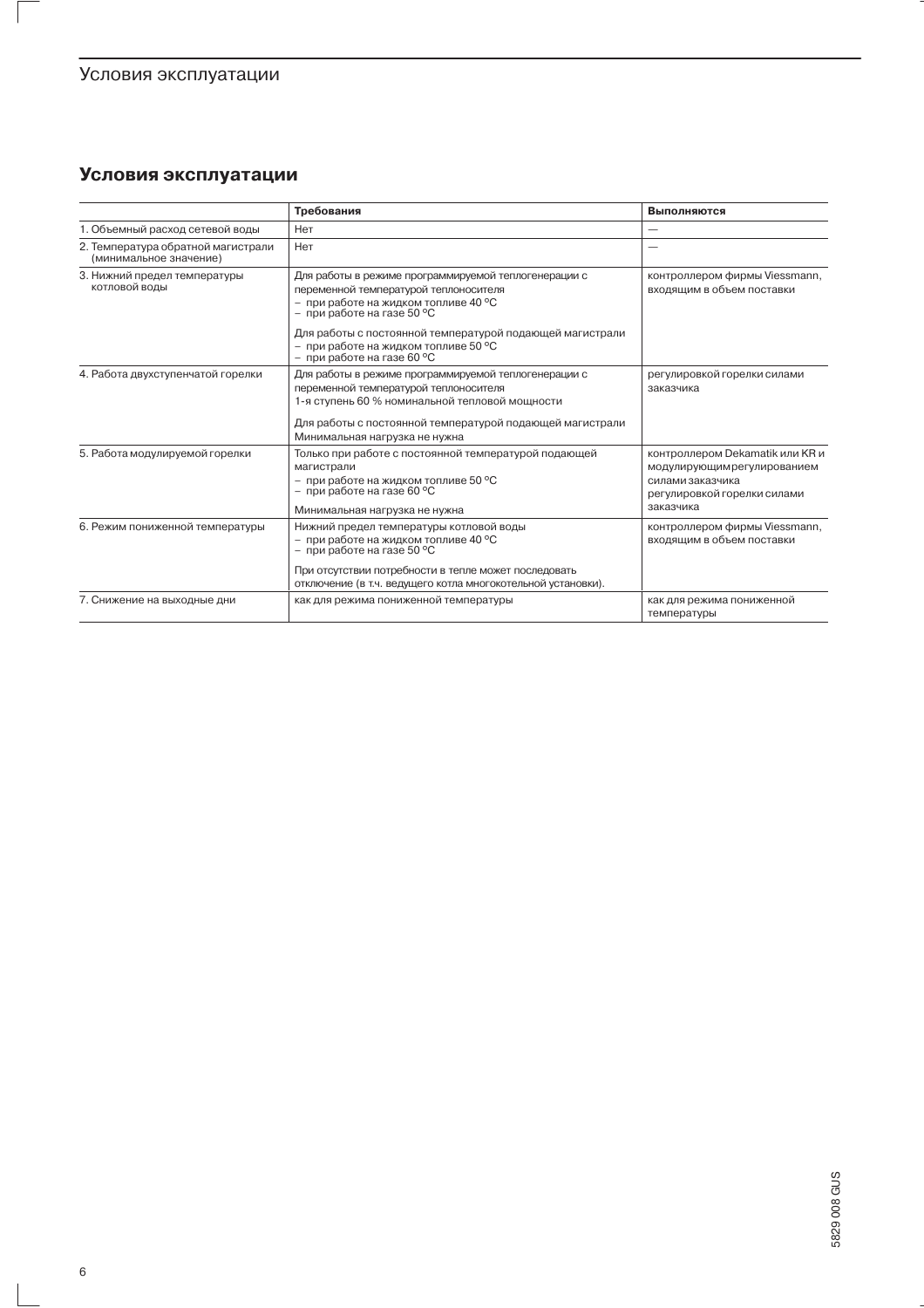## Условия эксплуатации

| | Требования | Выполняются |
|---|---|---|
| 1. Объемный расход сетевой воды | Нет | — |
| 2. Температура обратной магистрали (минимальное значение) | Нет | — |
| 3. Нижний предел температуры котловой воды | Для работы в режиме программируемой теплогенерации с переменной температурой теплоносителя<br>– при работе на жидком топливе 40 °C<br>– при работе на газе 50 °C<br><br>Для работы с постоянной температурой подающей магистрали<br>– при работе на жидком топливе 50 °C<br>– при работе на газе 60 °C | контроллером фирмы Viessmann, входящим в объем поставки |
| 4. Работа двухступенчатой горелки | Для работы в режиме программируемой теплогенерации с переменной температурой теплоносителя<br>1-я ступень 60 % номинальной тепловой мощности<br><br>Для работы с постоянной температурой подающей магистрали<br>Минимальная нагрузка не нужна | регулировкой горелки силами заказчика |
| 5. Работа модулируемой горелки | Только при работе с постоянной температурой подающей магистрали<br>– при работе на жидком топливе 50 °C<br>– при работе на газе 60 °C<br><br>Минимальная нагрузка не нужна | контроллером Dekamatik или KR и модулирующим регулированием силами заказчика<br>регулировкой горелки силами заказчика |
| 6. Режим пониженной температуры | Нижний предел температуры котловой воды<br>– при работе на жидком топливе 40 °C<br>– при работе на газе 50 °C<br><br>При отсутствии потребности в тепле может последовать отключение (в т.ч. ведущего котла многокотельной установки). | контроллером фирмы Viessmann, входящим в объем поставки |
| 7. Снижение на выходные дни | как для режима пониженной температуры | как для режима пониженной температуры |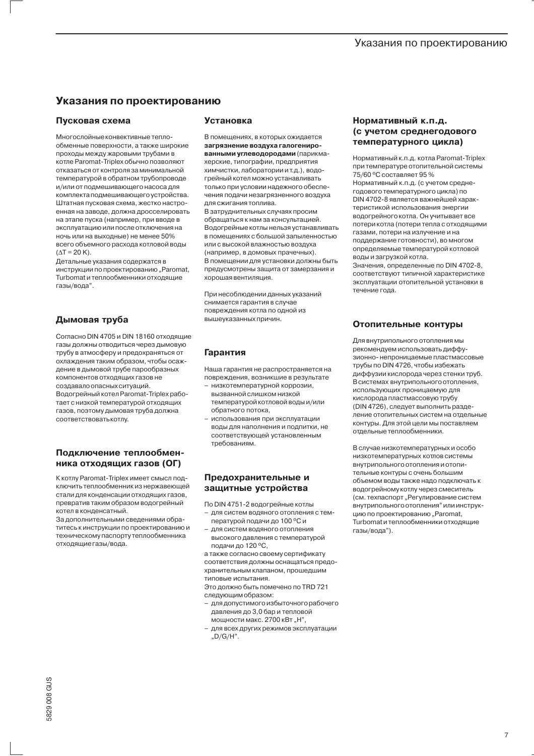# Указания по проектированию

## Пусковая схема

Многослойные конвективные теплообменные поверхности, а также широкие проходы между жаровыми трубами в котле Paromat-Triplex обычно позволяют отказаться от контроля за минимальной температурой в обратном трубопроводе и/или от подмешивающего насоса для комплекта подмешивающего устройства. Штатная пусковая схема, жестко настроенная на заводе, должна дросселировать на этапе пуска (например, при вводе в эксплуатацию или после отключения на ночь или на выходные) не менее 50% всего объемного расхода котловой воды ($\Delta T = 20$ K).

Детальные указания содержатся в инструкции по проектированию „Paromat, Turbomat и теплообменники отходящие газы/вода".

## Дымовая труба

Согласно DIN 4705 и DIN 18160 отходящие газы должны отводиться через дымовую трубу в атмосферу и предохраняться от охлаждения таким образом, чтобы осаждение в дымовой трубе парообразных компонентов отходящих газов не создавало опасных ситуаций.

Водогрейный котел Paromat-Triplex работает с низкой температурой отходящих газов, поэтому дымовая труба должна соответствовать котлу.

## Подключение теплообменника отходящих газов (ОГ)

К котлу Paromat-Triplex имеет смысл подключить теплообменник из нержавеющей стали для конденсации отходящих газов, превратив таким образом водогрейный котел в конденсатный.

За дополнительными сведениями обратитесь к инструкции по проектированию и техническому паспорту теплообменника отходящие газы/вода.

## Установка

В помещениях, в которых ожидается **загрязнение воздуха галогенированными углеводородами** (парикмахерские, типографии, предприятия химчистки, лаборатории и т.д.), водогрейный котел можно устанавливать только при условии надежного обеспечения подачи незагрязненного воздуха для сжигания топлива.

В затруднительных случаях просим обращаться к нам за консультацией. Водогрейные котлы нельзя устанавливать в помещениях с большой запыленностью или с высокой влажностью воздуха (например, в домовых прачечных). В помещении для установки должны быть предусмотрены защита от замерзания и хорошая вентиляция.

При несоблюдении данных указаний снимается гарантия в случае повреждения котла по одной из вышеуказанных причин.

## Гарантия

Наша гарантия не распространяется на повреждения, возникшие в результате

- низкотемпературной коррозии, вызванной слишком низкой температурой котловой воды и/или обратного потока,
- использования при эксплуатации воды для наполнения и подпитки, не соответствующей установленным требованиям.

## Предохранительные и защитные устройства

По DIN 4751-2 водогрейные котлы

- для систем водяного отопления с температурой подачи до 100 ºC и
- для систем водяного отопления высокого давления с температурой подачи до 120 ºC,

а также согласно своему сертификату соответствия должны оснащаться предохранительным клапаном, прошедшим типовые испытания.

Это должно быть помечено по TRD 721 следующим образом:

- для допустимого избыточного рабочего давления до 3,0 бар и тепловой мощности макс. 2700 кВт „H",
- для всех других режимов эксплуатации „D/G/H".

## Нормативный к.п.д. (с учетом среднегодового температурного цикла)

Нормативный к.п.д. котла Paromat-Triplex при температуре отопительной системы 75/60 ºC составляет 95 %

Нормативный к.п.д. (с учетом среднегодового температурного цикла) по DIN 4702-8 является важнейшей характеристикой использования энергии водогрейного котла. Он учитывает все потери котла (потери тепла с отходящими газами, потери на излучение и на поддержание готовности), во многом определяемые температурой котловой воды и загрузкой котла.

Значения, определенные по DIN 4702-8, соответствуют типичной характеристике эксплуатации отопительной установки в течение года.

## Отопительные контуры

Для внутрипольного отопления мы рекомендуем использовать диффузионно- непроницаемые пластмассовые трубы по DIN 4726, чтобы избежать диффузии кислорода через стенки труб. В системах внутрипольного отопления, использующих проницаемую для кислорода пластмассовую трубу (DIN 4726), следует выполнить разделение отопительных систем на отдельные контуры. Для этой цели мы поставляем отдельные теплообменники.

В случае низкотемпературных и особо низкотемпературных котлов системы внутрипольного отопления и отопительные контуры с очень большим объемом воды также надо подключать к водогрейному котлу через смеситель (см. техпаспорт „Регулирование систем внутрипольного отопления" или инструкцию по проектированию „Paromat, Turbomat и теплообменники отходящие газы/вода").

5829 008 GUS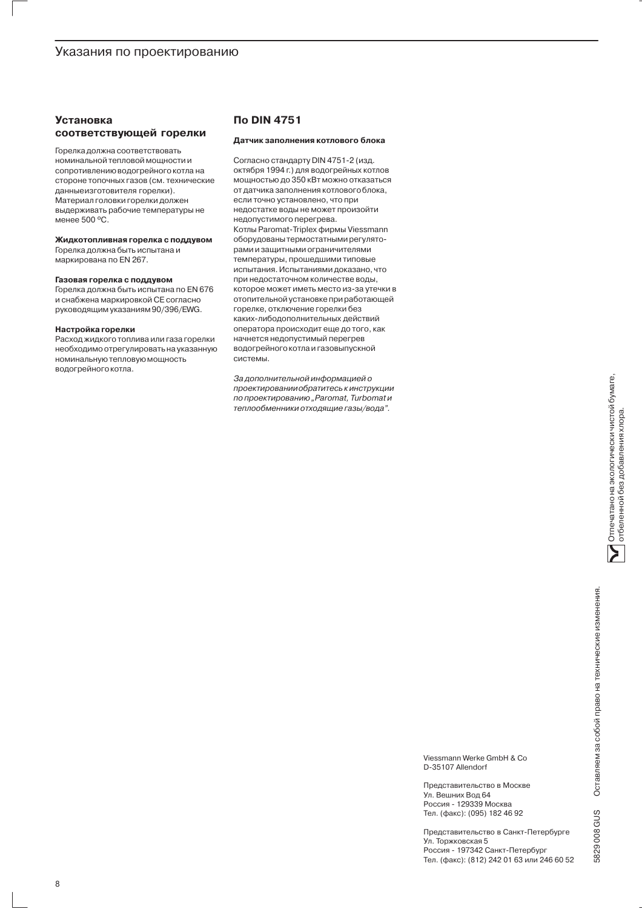# Указания по проектированию

## Установка соответствующей горелки

Горелка должна соответствовать номинальной тепловой мощности и сопротивлению водогрейного котла на стороне топочных газов (см. технические данныеизготовителя горелки). Материал головки горелки должен выдерживать рабочие температуры не менее 500 ºC.

**Жидкотопливная горелка с поддувом**
Горелка должна быть испытана и маркирована по EN 267.

**Газовая горелка с поддувом**
Горелка должна быть испытана по EN 676 и снабжена маркировкой CE согласно руководящим указаниям 90/396/EWG.

**Настройка горелки**
Расход жидкого топлива или газа горелки необходимо отрегулировать на указанную номинальную тепловую мощность водогрейного котла.

## По DIN 4751

**Датчик заполнения котлового блока**

Согласно стандарту DIN 4751-2 (изд. октября 1994 г.) для водогрейных котлов мощностью до 350 кВт можно отказаться от датчика заполнения котлового блока, если точно установлено, что при недостатке воды не может произойти недопустимого перегрева.
Котлы Paromat-Triplex фирмы Viessmann оборудованы термостатными регуляторами и защитными ограничителями температуры, прошедшими типовые испытания. Испытаниями доказано, что при недостаточном количестве воды, которое может иметь место из-за утечки в отопительной установке при работающей горелке, отключение горелки без каких-либодополнительных действий оператора происходит еще до того, как начнется недопустимый перегрев водогрейного котла и газовыпускной системы.

*За дополнительной информацией о проектированииобратитесь к инструкции по проектированию „Paromat, Turbomat и теплообменники отходящие газы/вода".*

Viessmann Werke GmbH & Co
D-35107 Allendorf

Представительство в Москве
Ул. Вешних Вод 64
Россия - 129339 Москва
Тел. (факс): (095) 182 46 92

Представительство в Санкт-Петербурге
Ул. Торжковская 5
Россия - 197342 Санкт-Петербург
Тел. (факс): (812) 242 01 63 или 246 60 52

5829 008 GUS   Оставляем за собой право на технические изменения.

Отпечатано на экологически чистой бумаге, отбеленной без добавления хлора.